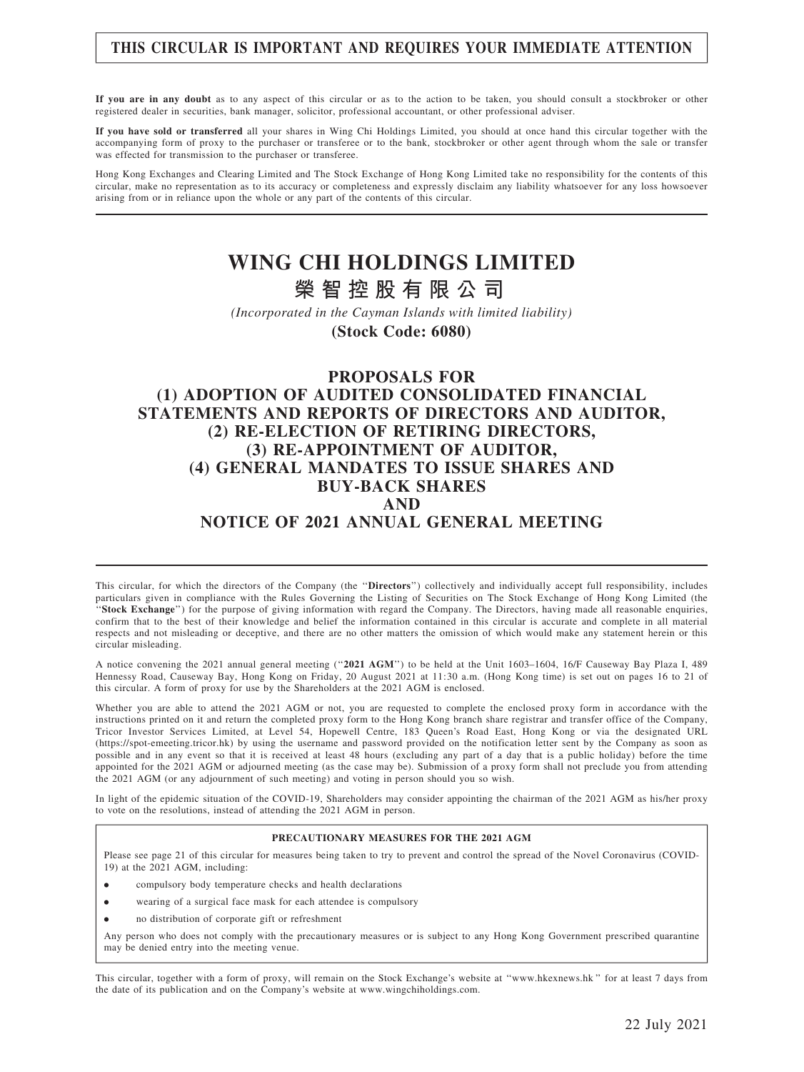**THIS CIRCULAR IS IMPORTANT AND REQUIRES YOUR IMMEDIATE ATTENTION**

**If you are in any doubt** as to any aspect of this circular or as to the action to be taken, you should consult a stockbroker or other registered dealer in securities, bank manager, solicitor, professional accountant, or other professional adviser.

**If you have sold or transferred** all your shares in Wing Chi Holdings Limited, you should at once hand this circular together with the accompanying form of proxy to the purchaser or transferee or to the bank, stockbroker or other agent through whom the sale or transfer was effected for transmission to the purchaser or transferee.

Hong Kong Exchanges and Clearing Limited and The Stock Exchange of Hong Kong Limited take no responsibility for the contents of this circular, make no representation as to its accuracy or completeness and expressly disclaim any liability whatsoever for any loss howsoever arising from or in reliance upon the whole or any part of the contents of this circular.

# WING CHI HOLDINGS LIMITED
# 榮智控股有限公司

*(Incorporated in the Cayman Islands with limited liability)*

**(Stock Code: 6080)**

## PROPOSALS FOR (1) ADOPTION OF AUDITED CONSOLIDATED FINANCIAL STATEMENTS AND REPORTS OF DIRECTORS AND AUDITOR, (2) RE-ELECTION OF RETIRING DIRECTORS, (3) RE-APPOINTMENT OF AUDITOR, (4) GENERAL MANDATES TO ISSUE SHARES AND BUY-BACK SHARES AND NOTICE OF 2021 ANNUAL GENERAL MEETING

This circular, for which the directors of the Company (the "**Directors**") collectively and individually accept full responsibility, includes particulars given in compliance with the Rules Governing the Listing of Securities on The Stock Exchange of Hong Kong Limited (the "**Stock Exchange**") for the purpose of giving information with regard the Company. The Directors, having made all reasonable enquiries, confirm that to the best of their knowledge and belief the information contained in this circular is accurate and complete in all material respects and not misleading or deceptive, and there are no other matters the omission of which would make any statement herein or this circular misleading.

A notice convening the 2021 annual general meeting ("**2021 AGM**") to be held at the Unit 1603–1604, 16/F Causeway Bay Plaza I, 489 Hennessy Road, Causeway Bay, Hong Kong on Friday, 20 August 2021 at 11:30 a.m. (Hong Kong time) is set out on pages 16 to 21 of this circular. A form of proxy for use by the Shareholders at the 2021 AGM is enclosed.

Whether you are able to attend the 2021 AGM or not, you are requested to complete the enclosed proxy form in accordance with the instructions printed on it and return the completed proxy form to the Hong Kong branch share registrar and transfer office of the Company, Tricor Investor Services Limited, at Level 54, Hopewell Centre, 183 Queen's Road East, Hong Kong or via the designated URL (https://spot-emeeting.tricor.hk) by using the username and password provided on the notification letter sent by the Company as soon as possible and in any event so that it is received at least 48 hours (excluding any part of a day that is a public holiday) before the time appointed for the 2021 AGM or adjourned meeting (as the case may be). Submission of a proxy form shall not preclude you from attending the 2021 AGM (or any adjournment of such meeting) and voting in person should you so wish.

In light of the epidemic situation of the COVID-19, Shareholders may consider appointing the chairman of the 2021 AGM as his/her proxy to vote on the resolutions, instead of attending the 2021 AGM in person.

**PRECAUTIONARY MEASURES FOR THE 2021 AGM**

Please see page 21 of this circular for measures being taken to try to prevent and control the spread of the Novel Coronavirus (COVID-19) at the 2021 AGM, including:

- compulsory body temperature checks and health declarations
- wearing of a surgical face mask for each attendee is compulsory
- no distribution of corporate gift or refreshment

Any person who does not comply with the precautionary measures or is subject to any Hong Kong Government prescribed quarantine may be denied entry into the meeting venue.

This circular, together with a form of proxy, will remain on the Stock Exchange's website at "www.hkexnews.hk" for at least 7 days from the date of its publication and on the Company's website at www.wingchiholdings.com.

22 July 2021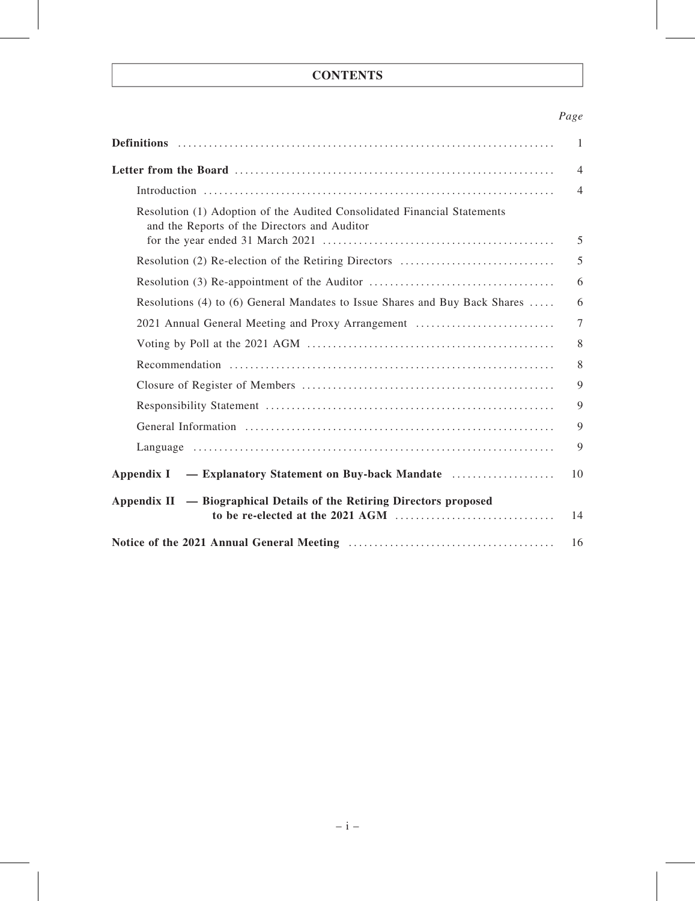# CONTENTS

| | *Page* |
|---|---|
| **Definitions** | 1 |
| **Letter from the Board** | 4 |
| Introduction | 4 |
| Resolution (1) Adoption of the Audited Consolidated Financial Statements and the Reports of the Directors and Auditor for the year ended 31 March 2021 | 5 |
| Resolution (2) Re-election of the Retiring Directors | 5 |
| Resolution (3) Re-appointment of the Auditor | 6 |
| Resolutions (4) to (6) General Mandates to Issue Shares and Buy Back Shares | 6 |
| 2021 Annual General Meeting and Proxy Arrangement | 7 |
| Voting by Poll at the 2021 AGM | 8 |
| Recommendation | 8 |
| Closure of Register of Members | 9 |
| Responsibility Statement | 9 |
| General Information | 9 |
| Language | 9 |
| **Appendix I — Explanatory Statement on Buy-back Mandate** | 10 |
| **Appendix II — Biographical Details of the Retiring Directors proposed to be re-elected at the 2021 AGM** | 14 |
| **Notice of the 2021 Annual General Meeting** | 16 |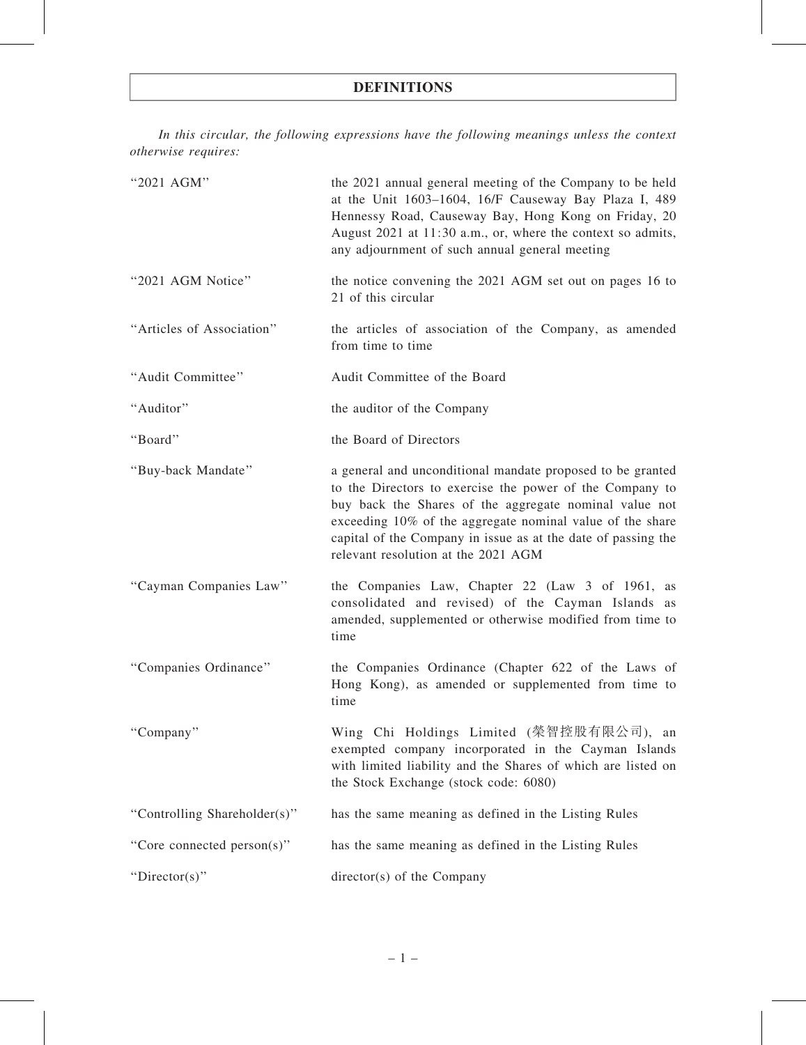# DEFINITIONS

*In this circular, the following expressions have the following meanings unless the context otherwise requires:*

| | |
|---|---|
| "2021 AGM" | the 2021 annual general meeting of the Company to be held at the Unit 1603–1604, 16/F Causeway Bay Plaza I, 489 Hennessy Road, Causeway Bay, Hong Kong on Friday, 20 August 2021 at 11:30 a.m., or, where the context so admits, any adjournment of such annual general meeting |
| "2021 AGM Notice" | the notice convening the 2021 AGM set out on pages 16 to 21 of this circular |
| "Articles of Association" | the articles of association of the Company, as amended from time to time |
| "Audit Committee" | Audit Committee of the Board |
| "Auditor" | the auditor of the Company |
| "Board" | the Board of Directors |
| "Buy-back Mandate" | a general and unconditional mandate proposed to be granted to the Directors to exercise the power of the Company to buy back the Shares of the aggregate nominal value not exceeding 10% of the aggregate nominal value of the share capital of the Company in issue as at the date of passing the relevant resolution at the 2021 AGM |
| "Cayman Companies Law" | the Companies Law, Chapter 22 (Law 3 of 1961, as consolidated and revised) of the Cayman Islands as amended, supplemented or otherwise modified from time to time |
| "Companies Ordinance" | the Companies Ordinance (Chapter 622 of the Laws of Hong Kong), as amended or supplemented from time to time |
| "Company" | Wing Chi Holdings Limited (榮智控股有限公司), an exempted company incorporated in the Cayman Islands with limited liability and the Shares of which are listed on the Stock Exchange (stock code: 6080) |
| "Controlling Shareholder(s)" | has the same meaning as defined in the Listing Rules |
| "Core connected person(s)" | has the same meaning as defined in the Listing Rules |
| "Director(s)" | director(s) of the Company |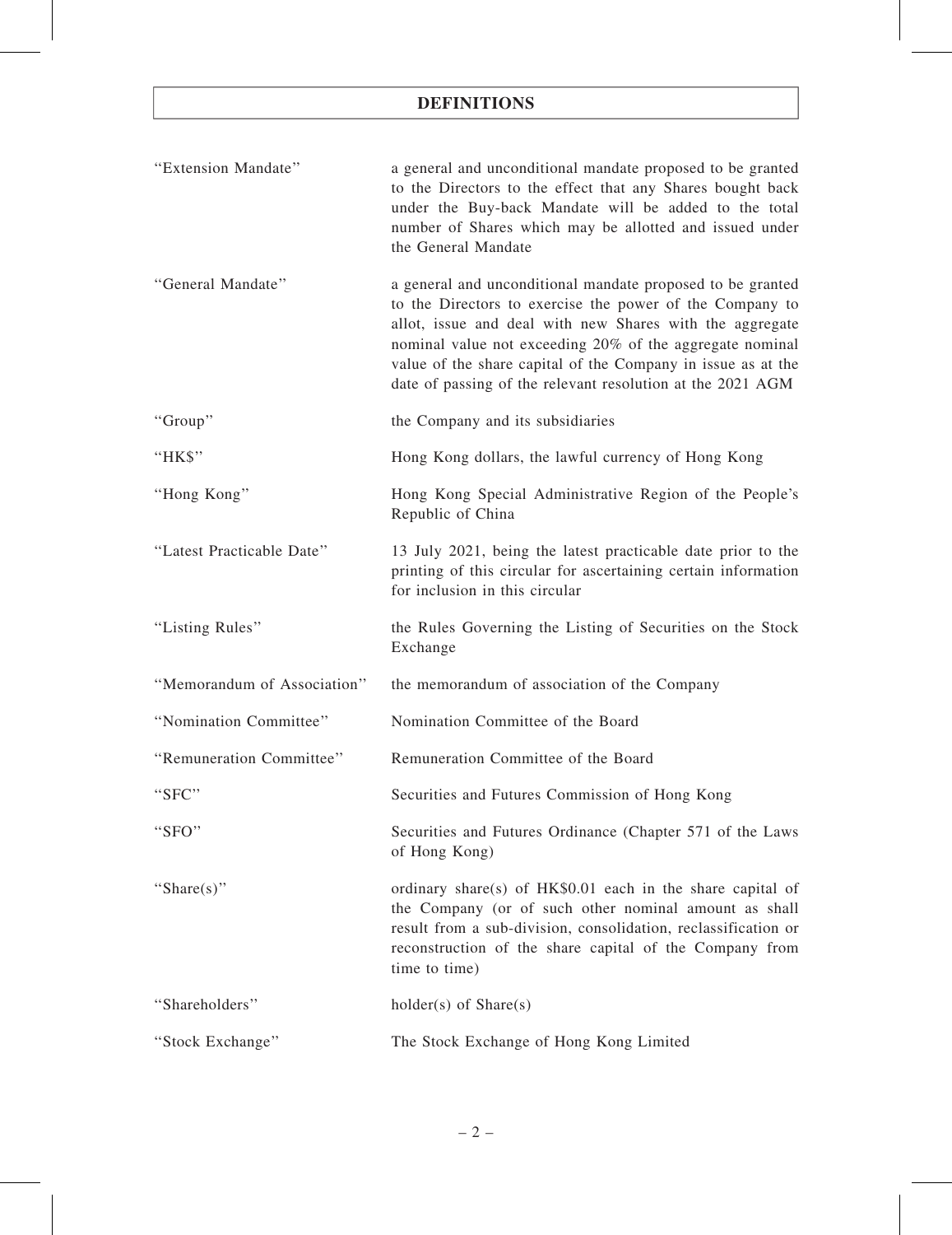# DEFINITIONS

| | |
|---|---|
| "Extension Mandate" | a general and unconditional mandate proposed to be granted to the Directors to the effect that any Shares bought back under the Buy-back Mandate will be added to the total number of Shares which may be allotted and issued under the General Mandate |
| "General Mandate" | a general and unconditional mandate proposed to be granted to the Directors to exercise the power of the Company to allot, issue and deal with new Shares with the aggregate nominal value not exceeding 20% of the aggregate nominal value of the share capital of the Company in issue as at the date of passing of the relevant resolution at the 2021 AGM |
| "Group" | the Company and its subsidiaries |
| "HK$" | Hong Kong dollars, the lawful currency of Hong Kong |
| "Hong Kong" | Hong Kong Special Administrative Region of the People's Republic of China |
| "Latest Practicable Date" | 13 July 2021, being the latest practicable date prior to the printing of this circular for ascertaining certain information for inclusion in this circular |
| "Listing Rules" | the Rules Governing the Listing of Securities on the Stock Exchange |
| "Memorandum of Association" | the memorandum of association of the Company |
| "Nomination Committee" | Nomination Committee of the Board |
| "Remuneration Committee" | Remuneration Committee of the Board |
| "SFC" | Securities and Futures Commission of Hong Kong |
| "SFO" | Securities and Futures Ordinance (Chapter 571 of the Laws of Hong Kong) |
| "Share(s)" | ordinary share(s) of HK$0.01 each in the share capital of the Company (or of such other nominal amount as shall result from a sub-division, consolidation, reclassification or reconstruction of the share capital of the Company from time to time) |
| "Shareholders" | holder(s) of Share(s) |
| "Stock Exchange" | The Stock Exchange of Hong Kong Limited |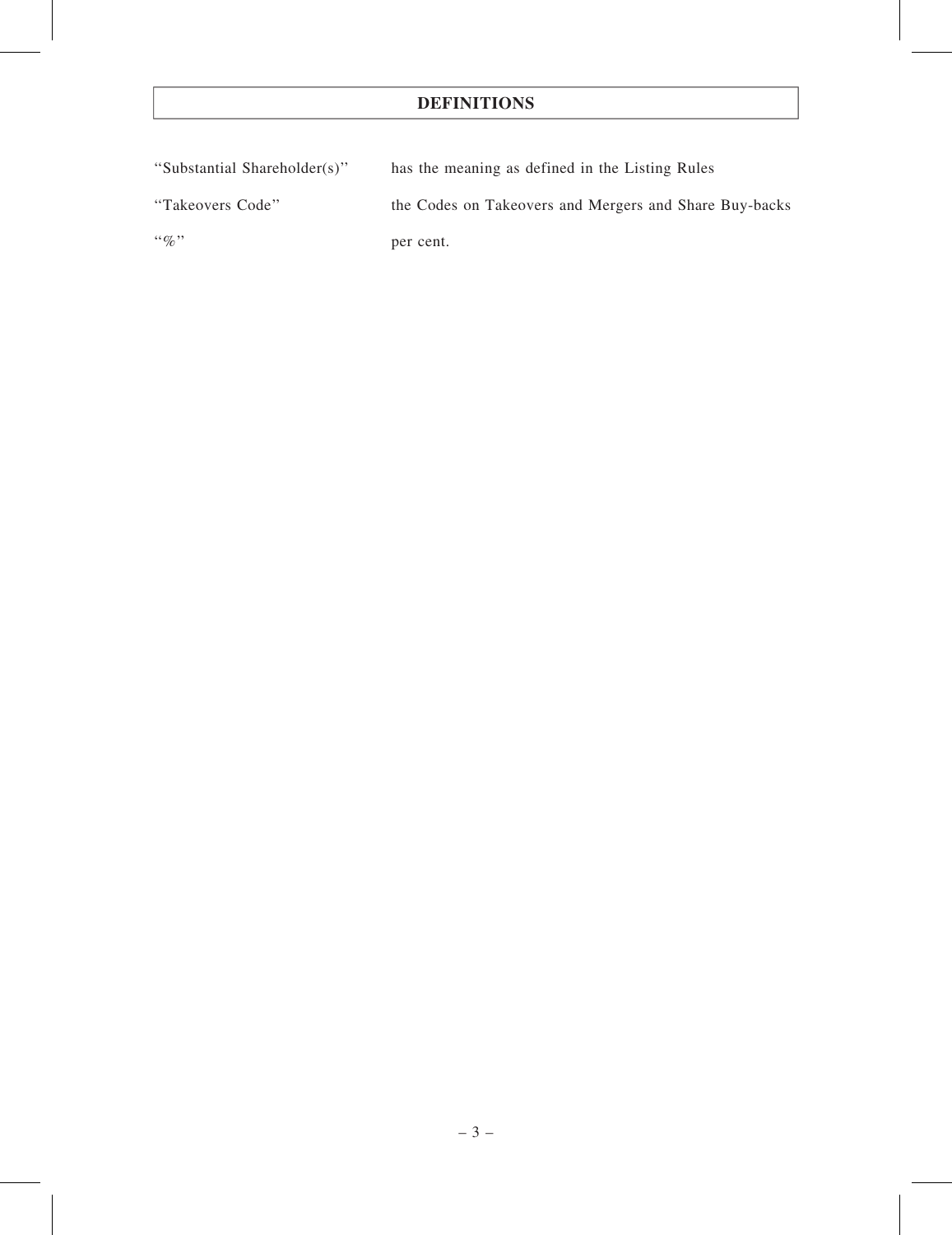# DEFINITIONS

| | |
|---|---|
| "Substantial Shareholder(s)" | has the meaning as defined in the Listing Rules |
| "Takeovers Code" | the Codes on Takeovers and Mergers and Share Buy-backs |
| "%" | per cent. |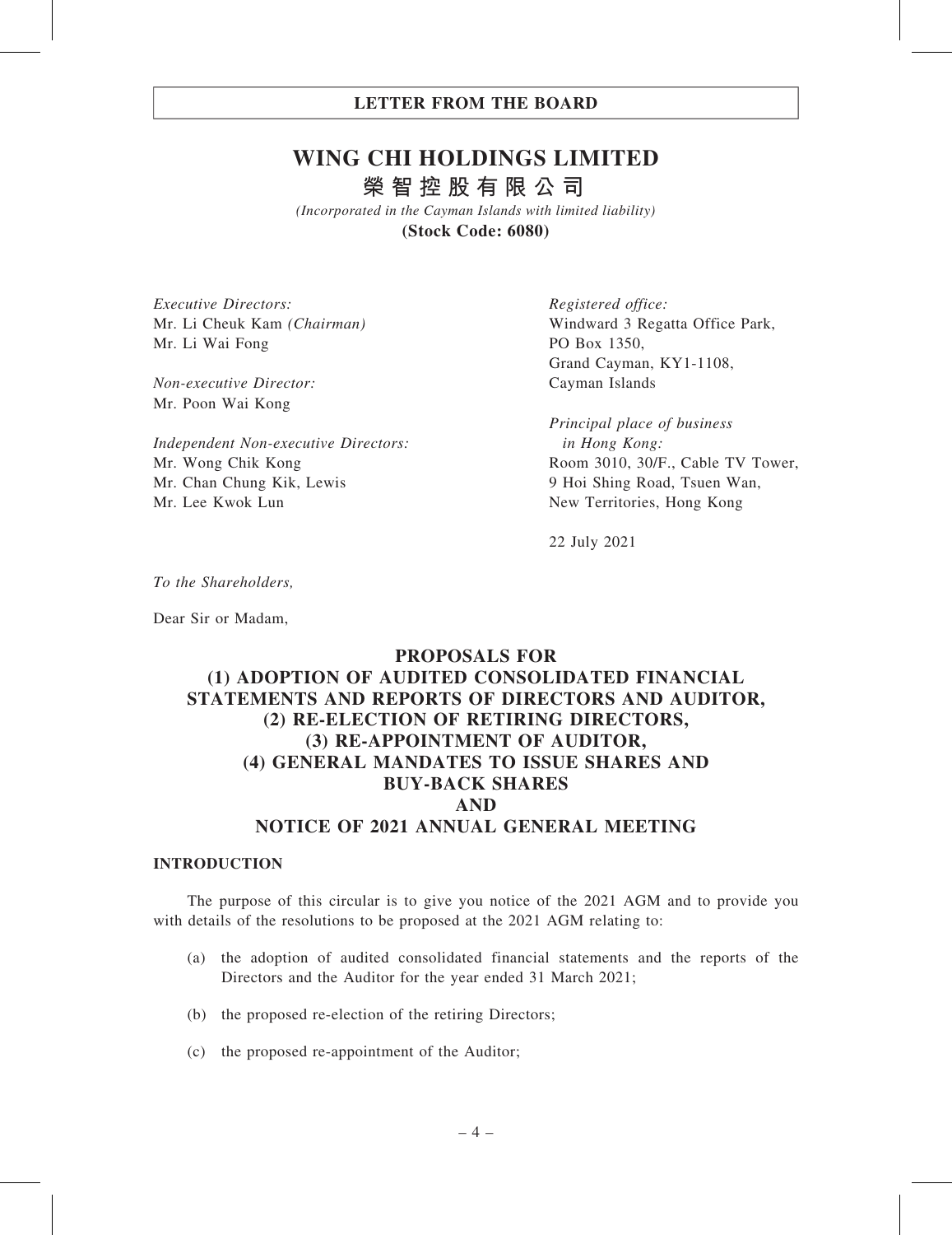# LETTER FROM THE BOARD

# WING CHI HOLDINGS LIMITED

# 榮智控股有限公司

*(Incorporated in the Cayman Islands with limited liability)*

**(Stock Code: 6080)**

*Executive Directors:*
Mr. Li Cheuk Kam *(Chairman)*
Mr. Li Wai Fong

*Non-executive Director:*
Mr. Poon Wai Kong

*Independent Non-executive Directors:*
Mr. Wong Chik Kong
Mr. Chan Chung Kik, Lewis
Mr. Lee Kwok Lun

*Registered office:*
Windward 3 Regatta Office Park,
PO Box 1350,
Grand Cayman, KY1-1108,
Cayman Islands

*Principal place of business in Hong Kong:*
Room 3010, 30/F., Cable TV Tower,
9 Hoi Shing Road, Tsuen Wan,
New Territories, Hong Kong

22 July 2021

*To the Shareholders,*

Dear Sir or Madam,

## PROPOSALS FOR (1) ADOPTION OF AUDITED CONSOLIDATED FINANCIAL STATEMENTS AND REPORTS OF DIRECTORS AND AUDITOR, (2) RE-ELECTION OF RETIRING DIRECTORS, (3) RE-APPOINTMENT OF AUDITOR, (4) GENERAL MANDATES TO ISSUE SHARES AND BUY-BACK SHARES AND NOTICE OF 2021 ANNUAL GENERAL MEETING

### INTRODUCTION

The purpose of this circular is to give you notice of the 2021 AGM and to provide you with details of the resolutions to be proposed at the 2021 AGM relating to:

(a) the adoption of audited consolidated financial statements and the reports of the Directors and the Auditor for the year ended 31 March 2021;

(b) the proposed re-election of the retiring Directors;

(c) the proposed re-appointment of the Auditor;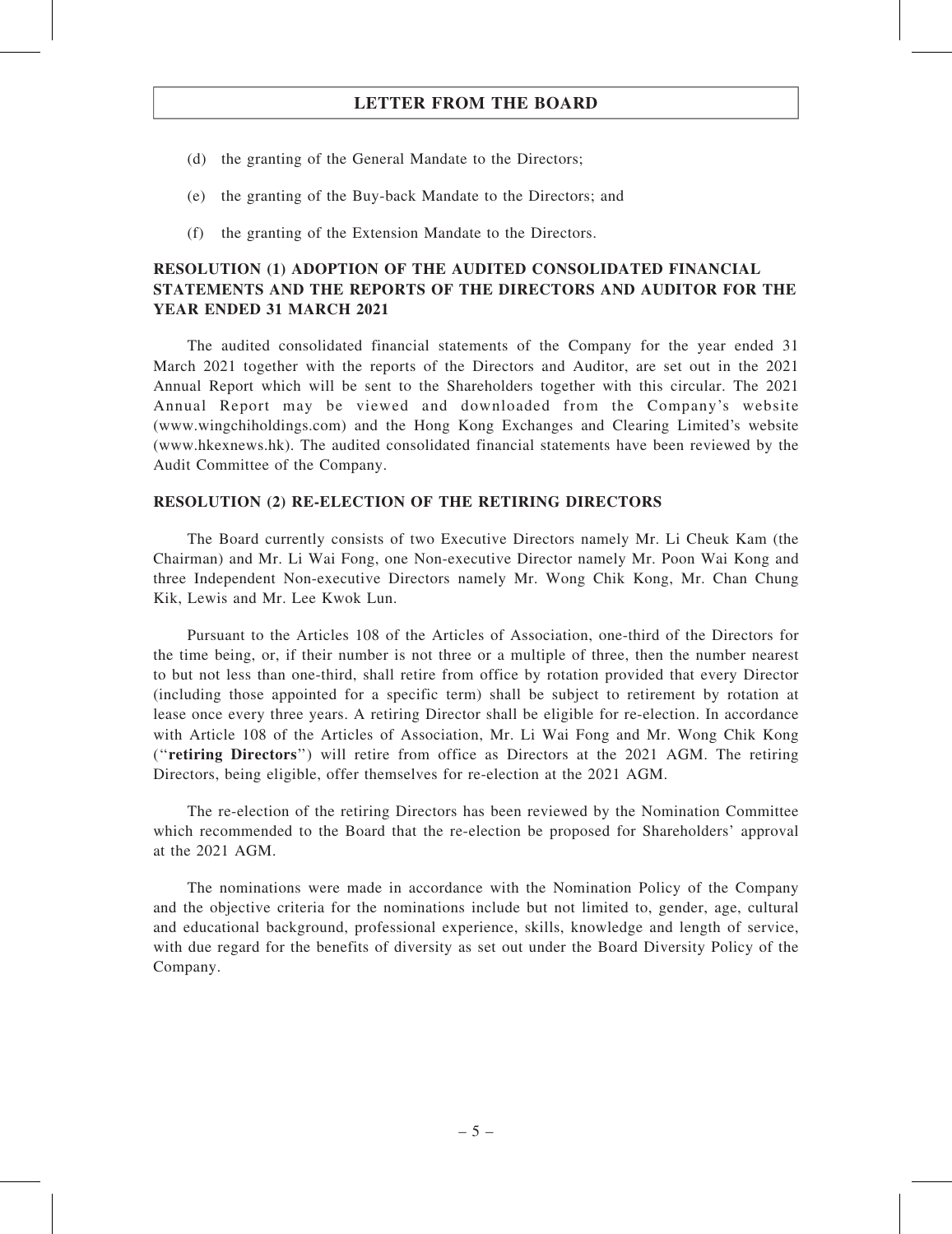(d) the granting of the General Mandate to the Directors;

(e) the granting of the Buy-back Mandate to the Directors; and

(f) the granting of the Extension Mandate to the Directors.

**RESOLUTION (1) ADOPTION OF THE AUDITED CONSOLIDATED FINANCIAL STATEMENTS AND THE REPORTS OF THE DIRECTORS AND AUDITOR FOR THE YEAR ENDED 31 MARCH 2021**

The audited consolidated financial statements of the Company for the year ended 31 March 2021 together with the reports of the Directors and Auditor, are set out in the 2021 Annual Report which will be sent to the Shareholders together with this circular. The 2021 Annual Report may be viewed and downloaded from the Company's website (www.wingchiholdings.com) and the Hong Kong Exchanges and Clearing Limited's website (www.hkexnews.hk). The audited consolidated financial statements have been reviewed by the Audit Committee of the Company.

**RESOLUTION (2) RE-ELECTION OF THE RETIRING DIRECTORS**

The Board currently consists of two Executive Directors namely Mr. Li Cheuk Kam (the Chairman) and Mr. Li Wai Fong, one Non-executive Director namely Mr. Poon Wai Kong and three Independent Non-executive Directors namely Mr. Wong Chik Kong, Mr. Chan Chung Kik, Lewis and Mr. Lee Kwok Lun.

Pursuant to the Articles 108 of the Articles of Association, one-third of the Directors for the time being, or, if their number is not three or a multiple of three, then the number nearest to but not less than one-third, shall retire from office by rotation provided that every Director (including those appointed for a specific term) shall be subject to retirement by rotation at lease once every three years. A retiring Director shall be eligible for re-election. In accordance with Article 108 of the Articles of Association, Mr. Li Wai Fong and Mr. Wong Chik Kong ("**retiring Directors**") will retire from office as Directors at the 2021 AGM. The retiring Directors, being eligible, offer themselves for re-election at the 2021 AGM.

The re-election of the retiring Directors has been reviewed by the Nomination Committee which recommended to the Board that the re-election be proposed for Shareholders' approval at the 2021 AGM.

The nominations were made in accordance with the Nomination Policy of the Company and the objective criteria for the nominations include but not limited to, gender, age, cultural and educational background, professional experience, skills, knowledge and length of service, with due regard for the benefits of diversity as set out under the Board Diversity Policy of the Company.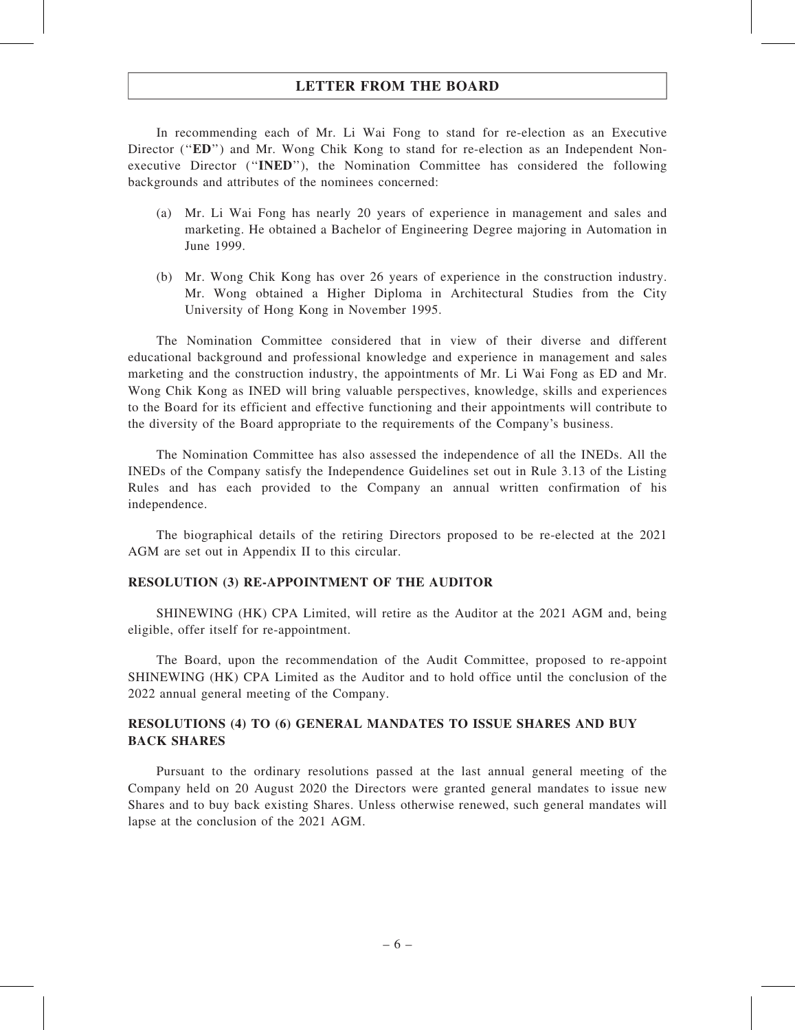In recommending each of Mr. Li Wai Fong to stand for re-election as an Executive Director ("**ED**") and Mr. Wong Chik Kong to stand for re-election as an Independent Non-executive Director ("**INED**"), the Nomination Committee has considered the following backgrounds and attributes of the nominees concerned:

(a) Mr. Li Wai Fong has nearly 20 years of experience in management and sales and marketing. He obtained a Bachelor of Engineering Degree majoring in Automation in June 1999.

(b) Mr. Wong Chik Kong has over 26 years of experience in the construction industry. Mr. Wong obtained a Higher Diploma in Architectural Studies from the City University of Hong Kong in November 1995.

The Nomination Committee considered that in view of their diverse and different educational background and professional knowledge and experience in management and sales marketing and the construction industry, the appointments of Mr. Li Wai Fong as ED and Mr. Wong Chik Kong as INED will bring valuable perspectives, knowledge, skills and experiences to the Board for its efficient and effective functioning and their appointments will contribute to the diversity of the Board appropriate to the requirements of the Company's business.

The Nomination Committee has also assessed the independence of all the INEDs. All the INEDs of the Company satisfy the Independence Guidelines set out in Rule 3.13 of the Listing Rules and has each provided to the Company an annual written confirmation of his independence.

The biographical details of the retiring Directors proposed to be re-elected at the 2021 AGM are set out in Appendix II to this circular.

**RESOLUTION (3) RE-APPOINTMENT OF THE AUDITOR**

SHINEWING (HK) CPA Limited, will retire as the Auditor at the 2021 AGM and, being eligible, offer itself for re-appointment.

The Board, upon the recommendation of the Audit Committee, proposed to re-appoint SHINEWING (HK) CPA Limited as the Auditor and to hold office until the conclusion of the 2022 annual general meeting of the Company.

**RESOLUTIONS (4) TO (6) GENERAL MANDATES TO ISSUE SHARES AND BUY BACK SHARES**

Pursuant to the ordinary resolutions passed at the last annual general meeting of the Company held on 20 August 2020 the Directors were granted general mandates to issue new Shares and to buy back existing Shares. Unless otherwise renewed, such general mandates will lapse at the conclusion of the 2021 AGM.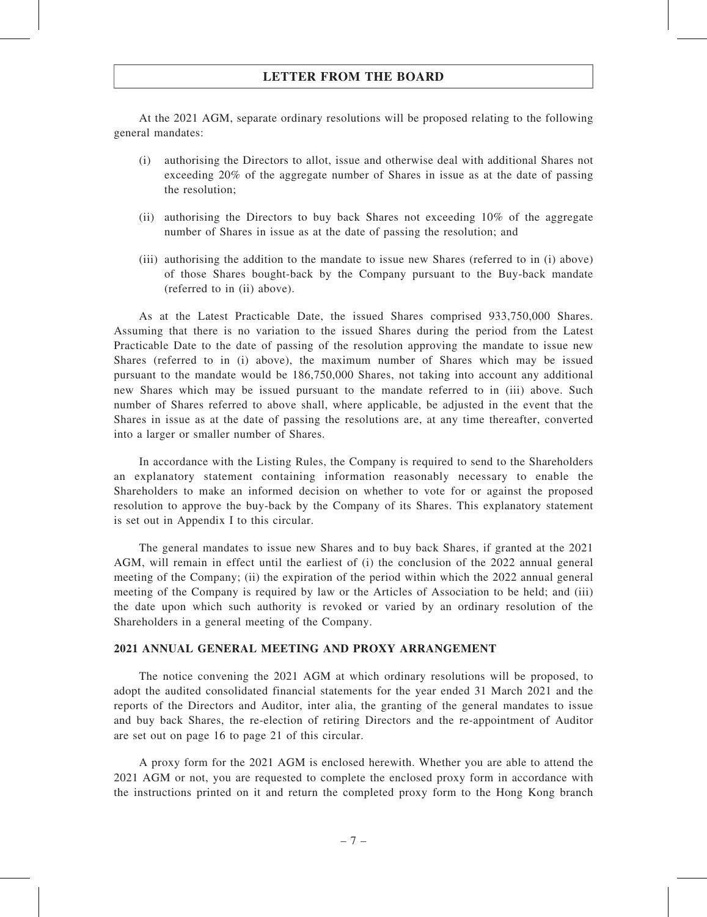## LETTER FROM THE BOARD

At the 2021 AGM, separate ordinary resolutions will be proposed relating to the following general mandates:

(i) authorising the Directors to allot, issue and otherwise deal with additional Shares not exceeding 20% of the aggregate number of Shares in issue as at the date of passing the resolution;

(ii) authorising the Directors to buy back Shares not exceeding 10% of the aggregate number of Shares in issue as at the date of passing the resolution; and

(iii) authorising the addition to the mandate to issue new Shares (referred to in (i) above) of those Shares bought-back by the Company pursuant to the Buy-back mandate (referred to in (ii) above).

As at the Latest Practicable Date, the issued Shares comprised 933,750,000 Shares. Assuming that there is no variation to the issued Shares during the period from the Latest Practicable Date to the date of passing of the resolution approving the mandate to issue new Shares (referred to in (i) above), the maximum number of Shares which may be issued pursuant to the mandate would be 186,750,000 Shares, not taking into account any additional new Shares which may be issued pursuant to the mandate referred to in (iii) above. Such number of Shares referred to above shall, where applicable, be adjusted in the event that the Shares in issue as at the date of passing the resolutions are, at any time thereafter, converted into a larger or smaller number of Shares.

In accordance with the Listing Rules, the Company is required to send to the Shareholders an explanatory statement containing information reasonably necessary to enable the Shareholders to make an informed decision on whether to vote for or against the proposed resolution to approve the buy-back by the Company of its Shares. This explanatory statement is set out in Appendix I to this circular.

The general mandates to issue new Shares and to buy back Shares, if granted at the 2021 AGM, will remain in effect until the earliest of (i) the conclusion of the 2022 annual general meeting of the Company; (ii) the expiration of the period within which the 2022 annual general meeting of the Company is required by law or the Articles of Association to be held; and (iii) the date upon which such authority is revoked or varied by an ordinary resolution of the Shareholders in a general meeting of the Company.

### 2021 ANNUAL GENERAL MEETING AND PROXY ARRANGEMENT

The notice convening the 2021 AGM at which ordinary resolutions will be proposed, to adopt the audited consolidated financial statements for the year ended 31 March 2021 and the reports of the Directors and Auditor, inter alia, the granting of the general mandates to issue and buy back Shares, the re-election of retiring Directors and the re-appointment of Auditor are set out on page 16 to page 21 of this circular.

A proxy form for the 2021 AGM is enclosed herewith. Whether you are able to attend the 2021 AGM or not, you are requested to complete the enclosed proxy form in accordance with the instructions printed on it and return the completed proxy form to the Hong Kong branch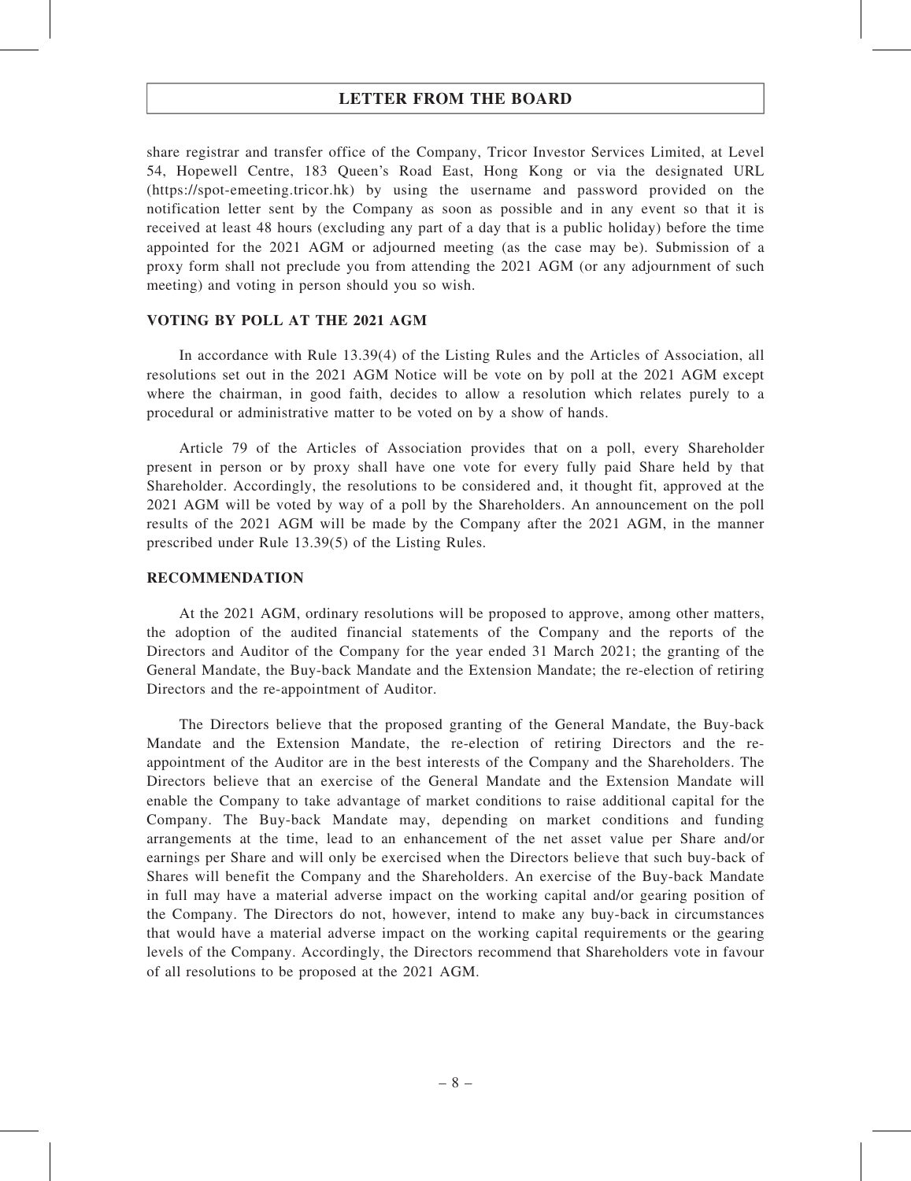share registrar and transfer office of the Company, Tricor Investor Services Limited, at Level 54, Hopewell Centre, 183 Queen's Road East, Hong Kong or via the designated URL (https://spot-emeeting.tricor.hk) by using the username and password provided on the notification letter sent by the Company as soon as possible and in any event so that it is received at least 48 hours (excluding any part of a day that is a public holiday) before the time appointed for the 2021 AGM or adjourned meeting (as the case may be). Submission of a proxy form shall not preclude you from attending the 2021 AGM (or any adjournment of such meeting) and voting in person should you so wish.

## VOTING BY POLL AT THE 2021 AGM

In accordance with Rule 13.39(4) of the Listing Rules and the Articles of Association, all resolutions set out in the 2021 AGM Notice will be vote on by poll at the 2021 AGM except where the chairman, in good faith, decides to allow a resolution which relates purely to a procedural or administrative matter to be voted on by a show of hands.

Article 79 of the Articles of Association provides that on a poll, every Shareholder present in person or by proxy shall have one vote for every fully paid Share held by that Shareholder. Accordingly, the resolutions to be considered and, it thought fit, approved at the 2021 AGM will be voted by way of a poll by the Shareholders. An announcement on the poll results of the 2021 AGM will be made by the Company after the 2021 AGM, in the manner prescribed under Rule 13.39(5) of the Listing Rules.

## RECOMMENDATION

At the 2021 AGM, ordinary resolutions will be proposed to approve, among other matters, the adoption of the audited financial statements of the Company and the reports of the Directors and Auditor of the Company for the year ended 31 March 2021; the granting of the General Mandate, the Buy-back Mandate and the Extension Mandate; the re-election of retiring Directors and the re-appointment of Auditor.

The Directors believe that the proposed granting of the General Mandate, the Buy-back Mandate and the Extension Mandate, the re-election of retiring Directors and the re-appointment of the Auditor are in the best interests of the Company and the Shareholders. The Directors believe that an exercise of the General Mandate and the Extension Mandate will enable the Company to take advantage of market conditions to raise additional capital for the Company. The Buy-back Mandate may, depending on market conditions and funding arrangements at the time, lead to an enhancement of the net asset value per Share and/or earnings per Share and will only be exercised when the Directors believe that such buy-back of Shares will benefit the Company and the Shareholders. An exercise of the Buy-back Mandate in full may have a material adverse impact on the working capital and/or gearing position of the Company. The Directors do not, however, intend to make any buy-back in circumstances that would have a material adverse impact on the working capital requirements or the gearing levels of the Company. Accordingly, the Directors recommend that Shareholders vote in favour of all resolutions to be proposed at the 2021 AGM.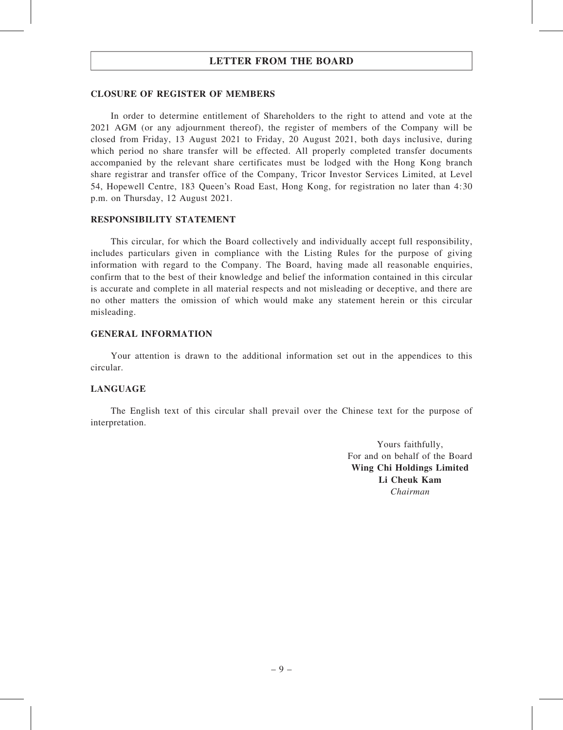## CLOSURE OF REGISTER OF MEMBERS

In order to determine entitlement of Shareholders to the right to attend and vote at the 2021 AGM (or any adjournment thereof), the register of members of the Company will be closed from Friday, 13 August 2021 to Friday, 20 August 2021, both days inclusive, during which period no share transfer will be effected. All properly completed transfer documents accompanied by the relevant share certificates must be lodged with the Hong Kong branch share registrar and transfer office of the Company, Tricor Investor Services Limited, at Level 54, Hopewell Centre, 183 Queen's Road East, Hong Kong, for registration no later than 4:30 p.m. on Thursday, 12 August 2021.

## RESPONSIBILITY STATEMENT

This circular, for which the Board collectively and individually accept full responsibility, includes particulars given in compliance with the Listing Rules for the purpose of giving information with regard to the Company. The Board, having made all reasonable enquiries, confirm that to the best of their knowledge and belief the information contained in this circular is accurate and complete in all material respects and not misleading or deceptive, and there are no other matters the omission of which would make any statement herein or this circular misleading.

## GENERAL INFORMATION

Your attention is drawn to the additional information set out in the appendices to this circular.

## LANGUAGE

The English text of this circular shall prevail over the Chinese text for the purpose of interpretation.

Yours faithfully,
For and on behalf of the Board
**Wing Chi Holdings Limited**
**Li Cheuk Kam**
*Chairman*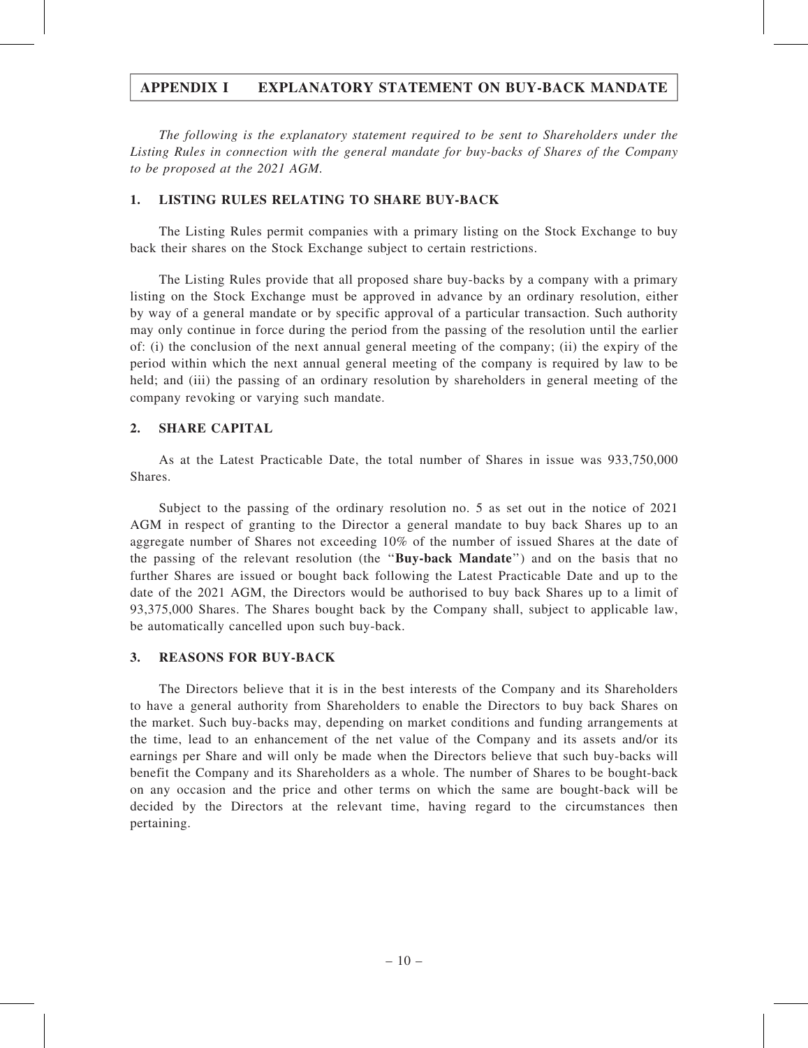# APPENDIX I EXPLANATORY STATEMENT ON BUY-BACK MANDATE

*The following is the explanatory statement required to be sent to Shareholders under the Listing Rules in connection with the general mandate for buy-backs of Shares of the Company to be proposed at the 2021 AGM.*

## 1. LISTING RULES RELATING TO SHARE BUY-BACK

The Listing Rules permit companies with a primary listing on the Stock Exchange to buy back their shares on the Stock Exchange subject to certain restrictions.

The Listing Rules provide that all proposed share buy-backs by a company with a primary listing on the Stock Exchange must be approved in advance by an ordinary resolution, either by way of a general mandate or by specific approval of a particular transaction. Such authority may only continue in force during the period from the passing of the resolution until the earlier of: (i) the conclusion of the next annual general meeting of the company; (ii) the expiry of the period within which the next annual general meeting of the company is required by law to be held; and (iii) the passing of an ordinary resolution by shareholders in general meeting of the company revoking or varying such mandate.

## 2. SHARE CAPITAL

As at the Latest Practicable Date, the total number of Shares in issue was 933,750,000 Shares.

Subject to the passing of the ordinary resolution no. 5 as set out in the notice of 2021 AGM in respect of granting to the Director a general mandate to buy back Shares up to an aggregate number of Shares not exceeding 10% of the number of issued Shares at the date of the passing of the relevant resolution (the "**Buy-back Mandate**") and on the basis that no further Shares are issued or bought back following the Latest Practicable Date and up to the date of the 2021 AGM, the Directors would be authorised to buy back Shares up to a limit of 93,375,000 Shares. The Shares bought back by the Company shall, subject to applicable law, be automatically cancelled upon such buy-back.

## 3. REASONS FOR BUY-BACK

The Directors believe that it is in the best interests of the Company and its Shareholders to have a general authority from Shareholders to enable the Directors to buy back Shares on the market. Such buy-backs may, depending on market conditions and funding arrangements at the time, lead to an enhancement of the net value of the Company and its assets and/or its earnings per Share and will only be made when the Directors believe that such buy-backs will benefit the Company and its Shareholders as a whole. The number of Shares to be bought-back on any occasion and the price and other terms on which the same are bought-back will be decided by the Directors at the relevant time, having regard to the circumstances then pertaining.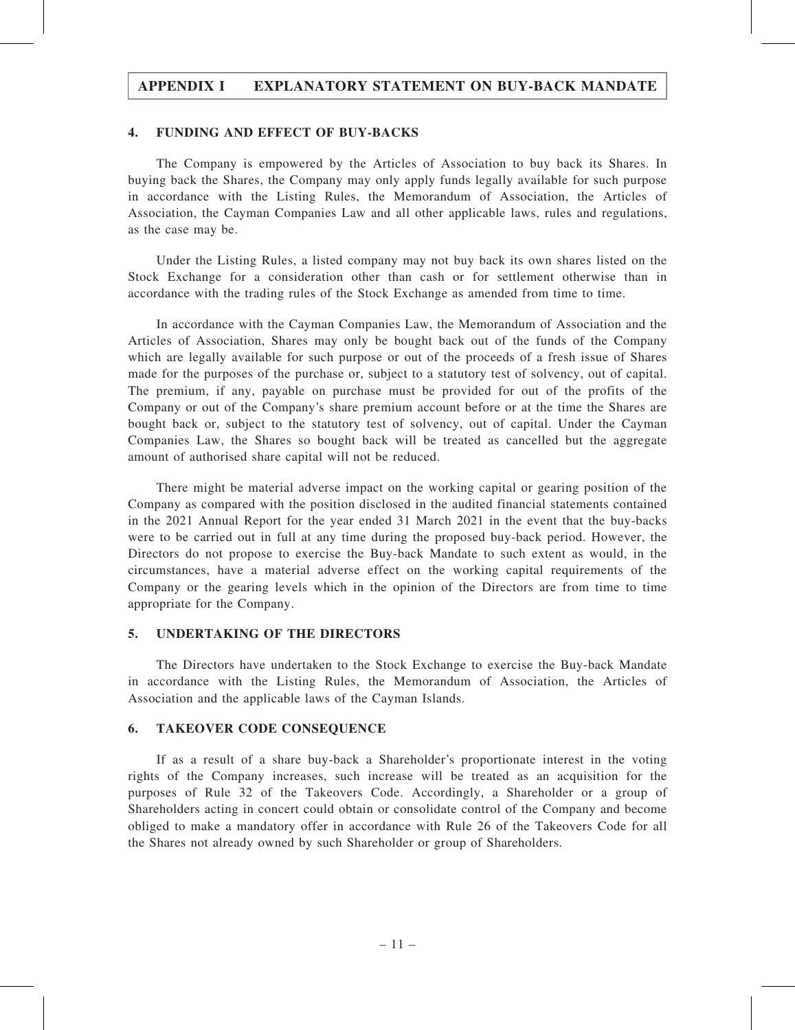## 4. FUNDING AND EFFECT OF BUY-BACKS

The Company is empowered by the Articles of Association to buy back its Shares. In buying back the Shares, the Company may only apply funds legally available for such purpose in accordance with the Listing Rules, the Memorandum of Association, the Articles of Association, the Cayman Companies Law and all other applicable laws, rules and regulations, as the case may be.

Under the Listing Rules, a listed company may not buy back its own shares listed on the Stock Exchange for a consideration other than cash or for settlement otherwise than in accordance with the trading rules of the Stock Exchange as amended from time to time.

In accordance with the Cayman Companies Law, the Memorandum of Association and the Articles of Association, Shares may only be bought back out of the funds of the Company which are legally available for such purpose or out of the proceeds of a fresh issue of Shares made for the purposes of the purchase or, subject to a statutory test of solvency, out of capital. The premium, if any, payable on purchase must be provided for out of the profits of the Company or out of the Company's share premium account before or at the time the Shares are bought back or, subject to the statutory test of solvency, out of capital. Under the Cayman Companies Law, the Shares so bought back will be treated as cancelled but the aggregate amount of authorised share capital will not be reduced.

There might be material adverse impact on the working capital or gearing position of the Company as compared with the position disclosed in the audited financial statements contained in the 2021 Annual Report for the year ended 31 March 2021 in the event that the buy-backs were to be carried out in full at any time during the proposed buy-back period. However, the Directors do not propose to exercise the Buy-back Mandate to such extent as would, in the circumstances, have a material adverse effect on the working capital requirements of the Company or the gearing levels which in the opinion of the Directors are from time to time appropriate for the Company.

## 5. UNDERTAKING OF THE DIRECTORS

The Directors have undertaken to the Stock Exchange to exercise the Buy-back Mandate in accordance with the Listing Rules, the Memorandum of Association, the Articles of Association and the applicable laws of the Cayman Islands.

## 6. TAKEOVER CODE CONSEQUENCE

If as a result of a share buy-back a Shareholder's proportionate interest in the voting rights of the Company increases, such increase will be treated as an acquisition for the purposes of Rule 32 of the Takeovers Code. Accordingly, a Shareholder or a group of Shareholders acting in concert could obtain or consolidate control of the Company and become obliged to make a mandatory offer in accordance with Rule 26 of the Takeovers Code for all the Shares not already owned by such Shareholder or group of Shareholders.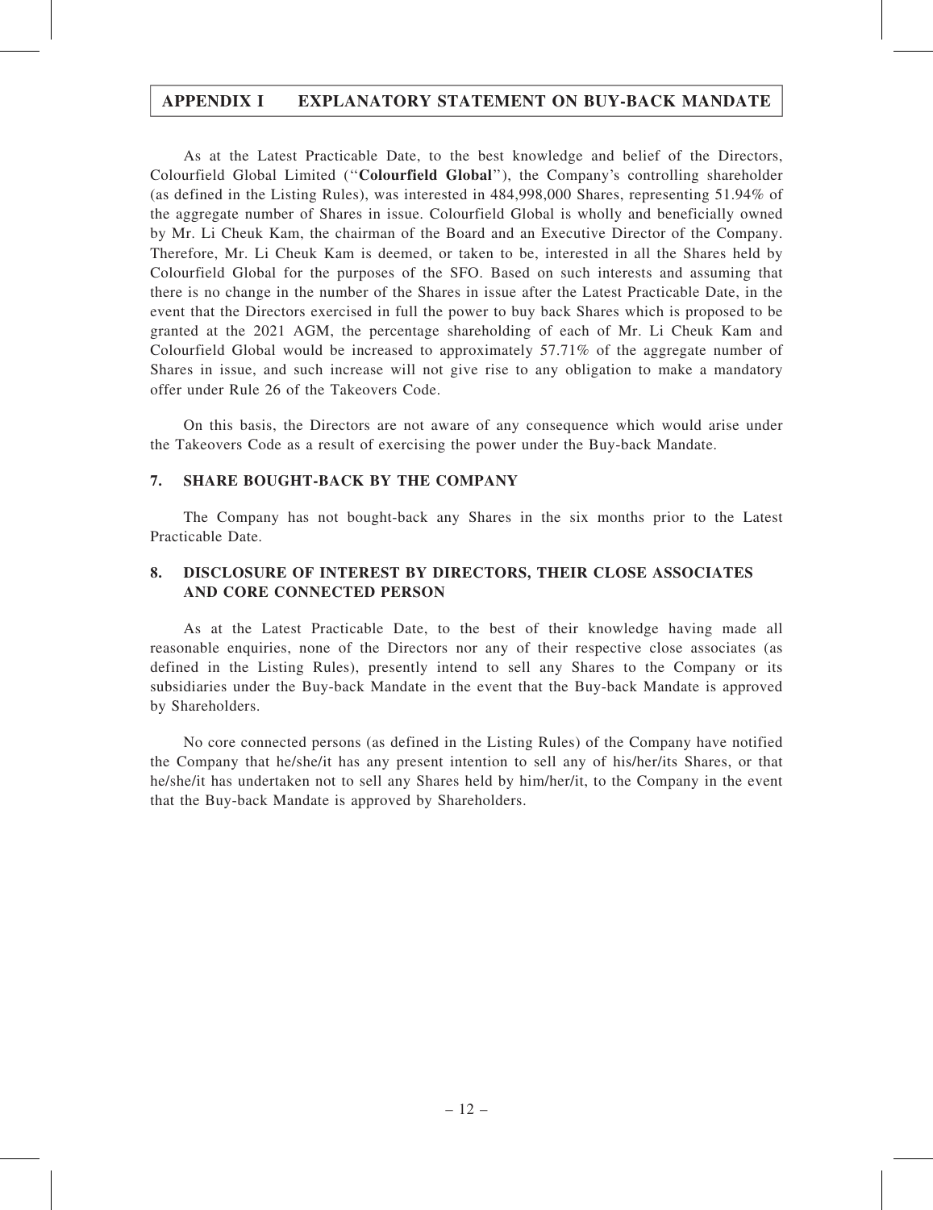As at the Latest Practicable Date, to the best knowledge and belief of the Directors, Colourfield Global Limited ("**Colourfield Global**"), the Company's controlling shareholder (as defined in the Listing Rules), was interested in 484,998,000 Shares, representing 51.94% of the aggregate number of Shares in issue. Colourfield Global is wholly and beneficially owned by Mr. Li Cheuk Kam, the chairman of the Board and an Executive Director of the Company. Therefore, Mr. Li Cheuk Kam is deemed, or taken to be, interested in all the Shares held by Colourfield Global for the purposes of the SFO. Based on such interests and assuming that there is no change in the number of the Shares in issue after the Latest Practicable Date, in the event that the Directors exercised in full the power to buy back Shares which is proposed to be granted at the 2021 AGM, the percentage shareholding of each of Mr. Li Cheuk Kam and Colourfield Global would be increased to approximately 57.71% of the aggregate number of Shares in issue, and such increase will not give rise to any obligation to make a mandatory offer under Rule 26 of the Takeovers Code.

On this basis, the Directors are not aware of any consequence which would arise under the Takeovers Code as a result of exercising the power under the Buy-back Mandate.

## 7. SHARE BOUGHT-BACK BY THE COMPANY

The Company has not bought-back any Shares in the six months prior to the Latest Practicable Date.

## 8. DISCLOSURE OF INTEREST BY DIRECTORS, THEIR CLOSE ASSOCIATES AND CORE CONNECTED PERSON

As at the Latest Practicable Date, to the best of their knowledge having made all reasonable enquiries, none of the Directors nor any of their respective close associates (as defined in the Listing Rules), presently intend to sell any Shares to the Company or its subsidiaries under the Buy-back Mandate in the event that the Buy-back Mandate is approved by Shareholders.

No core connected persons (as defined in the Listing Rules) of the Company have notified the Company that he/she/it has any present intention to sell any of his/her/its Shares, or that he/she/it has undertaken not to sell any Shares held by him/her/it, to the Company in the event that the Buy-back Mandate is approved by Shareholders.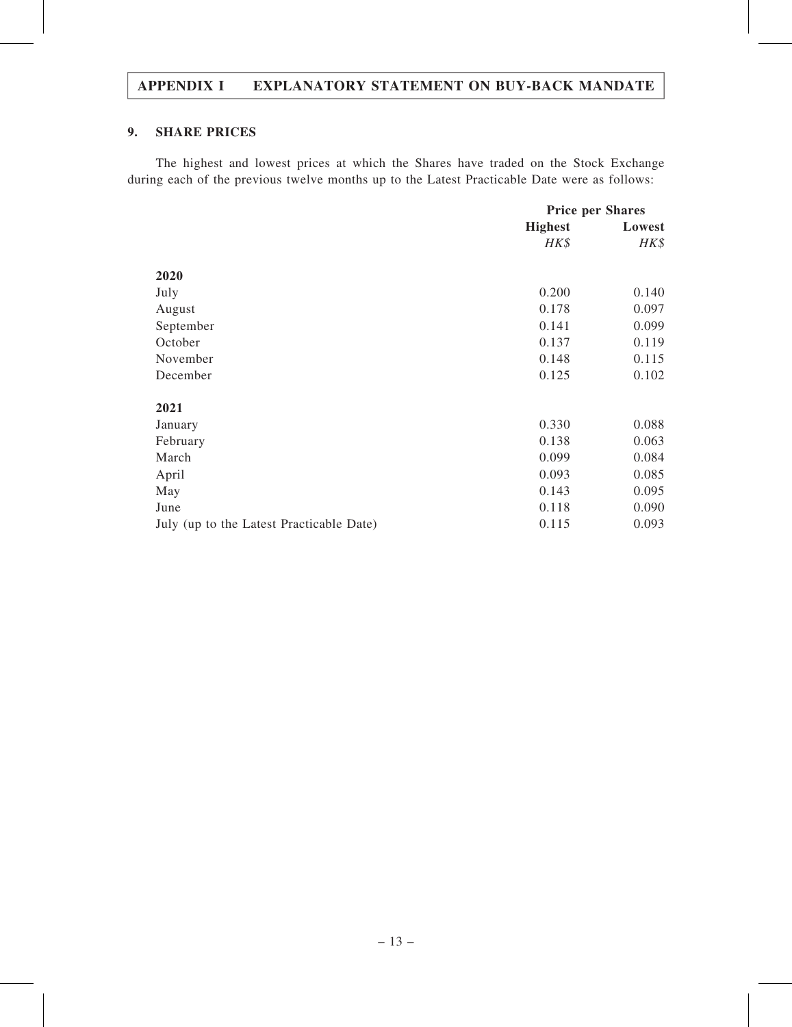## 9. SHARE PRICES

The highest and lowest prices at which the Shares have traded on the Stock Exchange during each of the previous twelve months up to the Latest Practicable Date were as follows:

| | Price per Shares | |
|---|---|---|
| | **Highest** | **Lowest** |
| | *HK$* | *HK$* |
| **2020** | | |
| July | 0.200 | 0.140 |
| August | 0.178 | 0.097 |
| September | 0.141 | 0.099 |
| October | 0.137 | 0.119 |
| November | 0.148 | 0.115 |
| December | 0.125 | 0.102 |
| **2021** | | |
| January | 0.330 | 0.088 |
| February | 0.138 | 0.063 |
| March | 0.099 | 0.084 |
| April | 0.093 | 0.085 |
| May | 0.143 | 0.095 |
| June | 0.118 | 0.090 |
| July (up to the Latest Practicable Date) | 0.115 | 0.093 |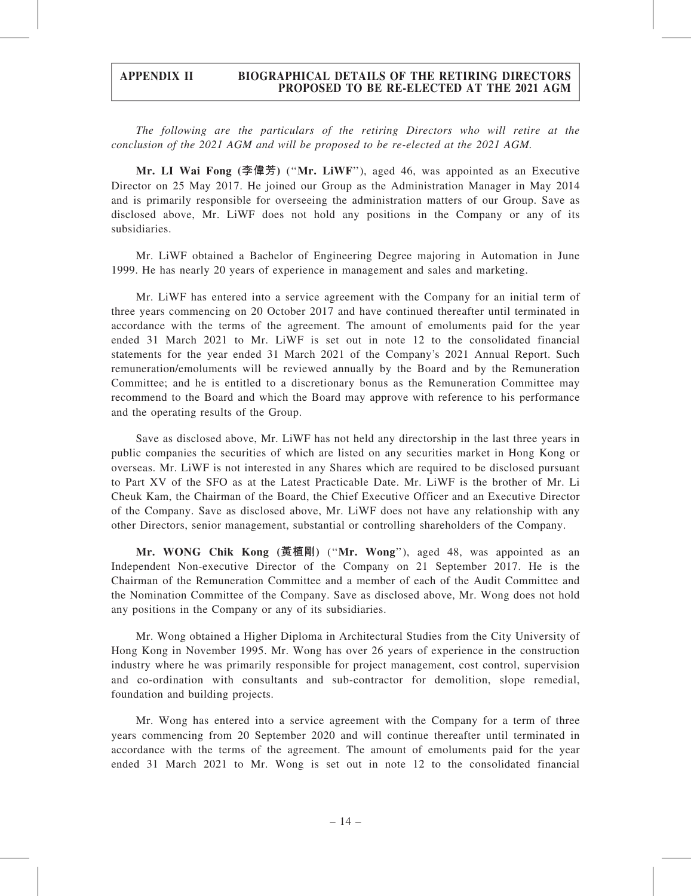The following are the particulars of the retiring Directors who will retire at the conclusion of the 2021 AGM and will be proposed to be re-elected at the 2021 AGM.*

**Mr. LI Wai Fong (李偉芳)** ("**Mr. LiWF**"), aged 46, was appointed as an Executive Director on 25 May 2017. He joined our Group as the Administration Manager in May 2014 and is primarily responsible for overseeing the administration matters of our Group. Save as disclosed above, Mr. LiWF does not hold any positions in the Company or any of its subsidiaries.

Mr. LiWF obtained a Bachelor of Engineering Degree majoring in Automation in June 1999. He has nearly 20 years of experience in management and sales and marketing.

Mr. LiWF has entered into a service agreement with the Company for an initial term of three years commencing on 20 October 2017 and have continued thereafter until terminated in accordance with the terms of the agreement. The amount of emoluments paid for the year ended 31 March 2021 to Mr. LiWF is set out in note 12 to the consolidated financial statements for the year ended 31 March 2021 of the Company's 2021 Annual Report. Such remuneration/emoluments will be reviewed annually by the Board and by the Remuneration Committee; and he is entitled to a discretionary bonus as the Remuneration Committee may recommend to the Board and which the Board may approve with reference to his performance and the operating results of the Group.

Save as disclosed above, Mr. LiWF has not held any directorship in the last three years in public companies the securities of which are listed on any securities market in Hong Kong or overseas. Mr. LiWF is not interested in any Shares which are required to be disclosed pursuant to Part XV of the SFO as at the Latest Practicable Date. Mr. LiWF is the brother of Mr. Li Cheuk Kam, the Chairman of the Board, the Chief Executive Officer and an Executive Director of the Company. Save as disclosed above, Mr. LiWF does not have any relationship with any other Directors, senior management, substantial or controlling shareholders of the Company.

**Mr. WONG Chik Kong (黃植剛)** ("**Mr. Wong**"), aged 48, was appointed as an Independent Non-executive Director of the Company on 21 September 2017. He is the Chairman of the Remuneration Committee and a member of each of the Audit Committee and the Nomination Committee of the Company. Save as disclosed above, Mr. Wong does not hold any positions in the Company or any of its subsidiaries.

Mr. Wong obtained a Higher Diploma in Architectural Studies from the City University of Hong Kong in November 1995. Mr. Wong has over 26 years of experience in the construction industry where he was primarily responsible for project management, cost control, supervision and co-ordination with consultants and sub-contractor for demolition, slope remedial, foundation and building projects.

Mr. Wong has entered into a service agreement with the Company for a term of three years commencing from 20 September 2020 and will continue thereafter until terminated in accordance with the terms of the agreement. The amount of emoluments paid for the year ended 31 March 2021 to Mr. Wong is set out in note 12 to the consolidated financial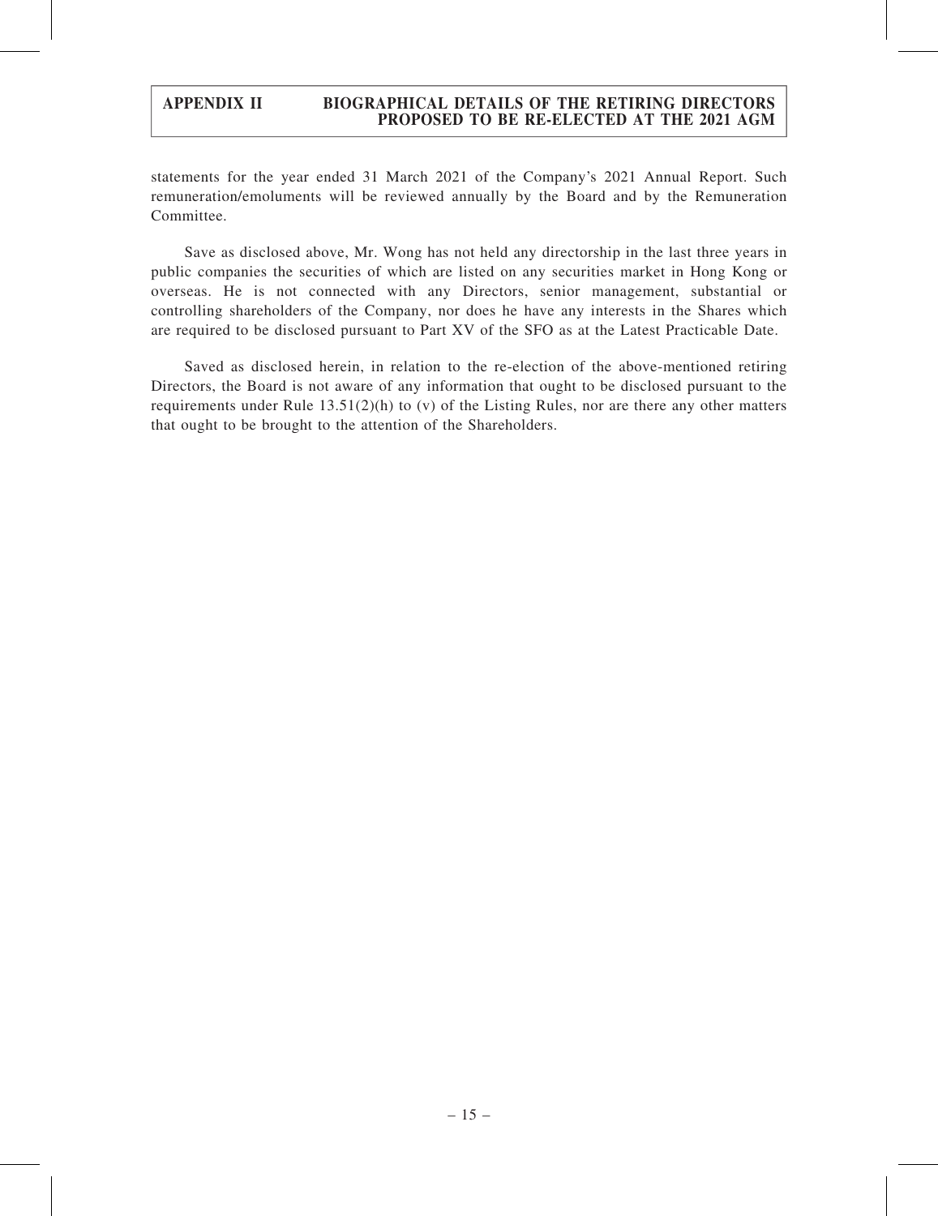statements for the year ended 31 March 2021 of the Company's 2021 Annual Report. Such remuneration/emoluments will be reviewed annually by the Board and by the Remuneration Committee.

Save as disclosed above, Mr. Wong has not held any directorship in the last three years in public companies the securities of which are listed on any securities market in Hong Kong or overseas. He is not connected with any Directors, senior management, substantial or controlling shareholders of the Company, nor does he have any interests in the Shares which are required to be disclosed pursuant to Part XV of the SFO as at the Latest Practicable Date.

Saved as disclosed herein, in relation to the re-election of the above-mentioned retiring Directors, the Board is not aware of any information that ought to be disclosed pursuant to the requirements under Rule 13.51(2)(h) to (v) of the Listing Rules, nor are there any other matters that ought to be brought to the attention of the Shareholders.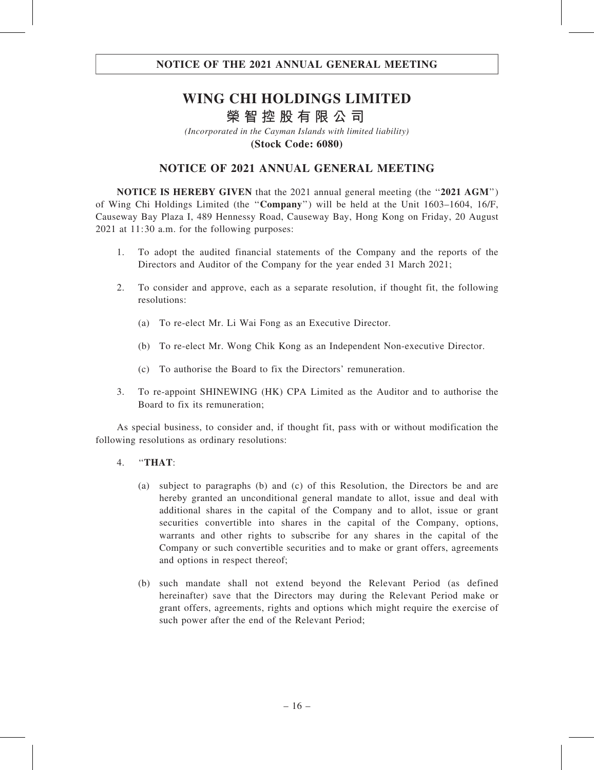# WING CHI HOLDINGS LIMITED

# 榮智控股有限公司

*(Incorporated in the Cayman Islands with limited liability)*

**(Stock Code: 6080)**

## NOTICE OF 2021 ANNUAL GENERAL MEETING

**NOTICE IS HEREBY GIVEN** that the 2021 annual general meeting (the "**2021 AGM**") of Wing Chi Holdings Limited (the "**Company**") will be held at the Unit 1603–1604, 16/F, Causeway Bay Plaza I, 489 Hennessy Road, Causeway Bay, Hong Kong on Friday, 20 August 2021 at 11:30 a.m. for the following purposes:

1. To adopt the audited financial statements of the Company and the reports of the Directors and Auditor of the Company for the year ended 31 March 2021;

2. To consider and approve, each as a separate resolution, if thought fit, the following resolutions:

   (a) To re-elect Mr. Li Wai Fong as an Executive Director.

   (b) To re-elect Mr. Wong Chik Kong as an Independent Non-executive Director.

   (c) To authorise the Board to fix the Directors' remuneration.

3. To re-appoint SHINEWING (HK) CPA Limited as the Auditor and to authorise the Board to fix its remuneration;

As special business, to consider and, if thought fit, pass with or without modification the following resolutions as ordinary resolutions:

4. "**THAT**:

   (a) subject to paragraphs (b) and (c) of this Resolution, the Directors be and are hereby granted an unconditional general mandate to allot, issue and deal with additional shares in the capital of the Company and to allot, issue or grant securities convertible into shares in the capital of the Company, options, warrants and other rights to subscribe for any shares in the capital of the Company or such convertible securities and to make or grant offers, agreements and options in respect thereof;

   (b) such mandate shall not extend beyond the Relevant Period (as defined hereinafter) save that the Directors may during the Relevant Period make or grant offers, agreements, rights and options which might require the exercise of such power after the end of the Relevant Period;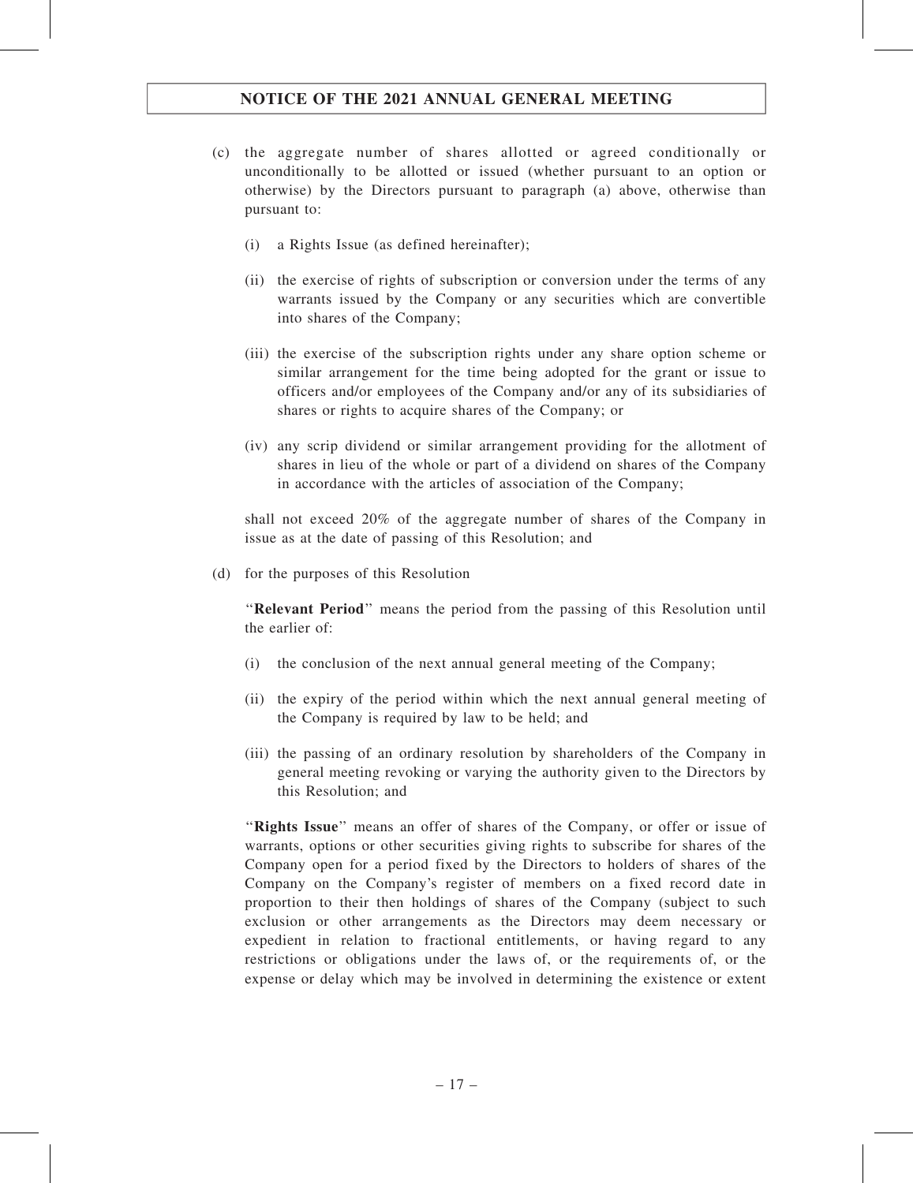(c) the aggregate number of shares allotted or agreed conditionally or unconditionally to be allotted or issued (whether pursuant to an option or otherwise) by the Directors pursuant to paragraph (a) above, otherwise than pursuant to:

(i) a Rights Issue (as defined hereinafter);

(ii) the exercise of rights of subscription or conversion under the terms of any warrants issued by the Company or any securities which are convertible into shares of the Company;

(iii) the exercise of the subscription rights under any share option scheme or similar arrangement for the time being adopted for the grant or issue to officers and/or employees of the Company and/or any of its subsidiaries of shares or rights to acquire shares of the Company; or

(iv) any scrip dividend or similar arrangement providing for the allotment of shares in lieu of the whole or part of a dividend on shares of the Company in accordance with the articles of association of the Company;

shall not exceed 20% of the aggregate number of shares of the Company in issue as at the date of passing of this Resolution; and

(d) for the purposes of this Resolution

"**Relevant Period**" means the period from the passing of this Resolution until the earlier of:

(i) the conclusion of the next annual general meeting of the Company;

(ii) the expiry of the period within which the next annual general meeting of the Company is required by law to be held; and

(iii) the passing of an ordinary resolution by shareholders of the Company in general meeting revoking or varying the authority given to the Directors by this Resolution; and

"**Rights Issue**" means an offer of shares of the Company, or offer or issue of warrants, options or other securities giving rights to subscribe for shares of the Company open for a period fixed by the Directors to holders of shares of the Company on the Company's register of members on a fixed record date in proportion to their then holdings of shares of the Company (subject to such exclusion or other arrangements as the Directors may deem necessary or expedient in relation to fractional entitlements, or having regard to any restrictions or obligations under the laws of, or the requirements of, or the expense or delay which may be involved in determining the existence or extent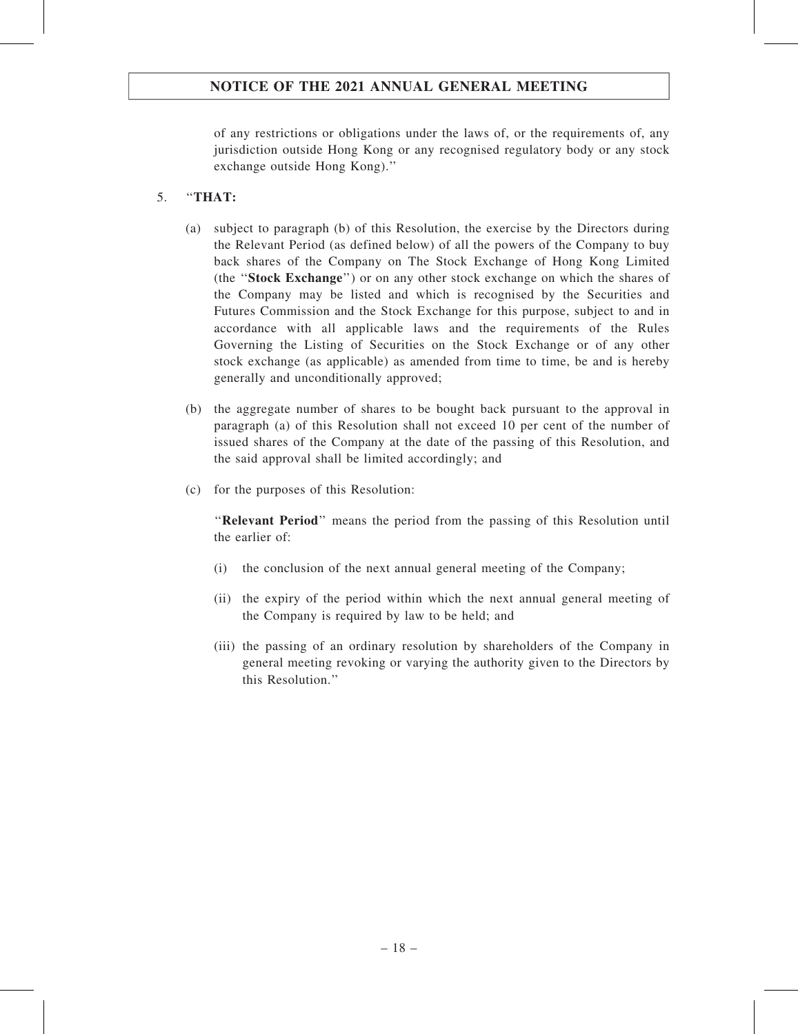of any restrictions or obligations under the laws of, or the requirements of, any jurisdiction outside Hong Kong or any recognised regulatory body or any stock exchange outside Hong Kong)."

5. "**THAT:**

   (a) subject to paragraph (b) of this Resolution, the exercise by the Directors during the Relevant Period (as defined below) of all the powers of the Company to buy back shares of the Company on The Stock Exchange of Hong Kong Limited (the "**Stock Exchange**") or on any other stock exchange on which the shares of the Company may be listed and which is recognised by the Securities and Futures Commission and the Stock Exchange for this purpose, subject to and in accordance with all applicable laws and the requirements of the Rules Governing the Listing of Securities on the Stock Exchange or of any other stock exchange (as applicable) as amended from time to time, be and is hereby generally and unconditionally approved;

   (b) the aggregate number of shares to be bought back pursuant to the approval in paragraph (a) of this Resolution shall not exceed 10 per cent of the number of issued shares of the Company at the date of the passing of this Resolution, and the said approval shall be limited accordingly; and

   (c) for the purposes of this Resolution:

   "**Relevant Period**" means the period from the passing of this Resolution until the earlier of:

   (i) the conclusion of the next annual general meeting of the Company;

   (ii) the expiry of the period within which the next annual general meeting of the Company is required by law to be held; and

   (iii) the passing of an ordinary resolution by shareholders of the Company in general meeting revoking or varying the authority given to the Directors by this Resolution."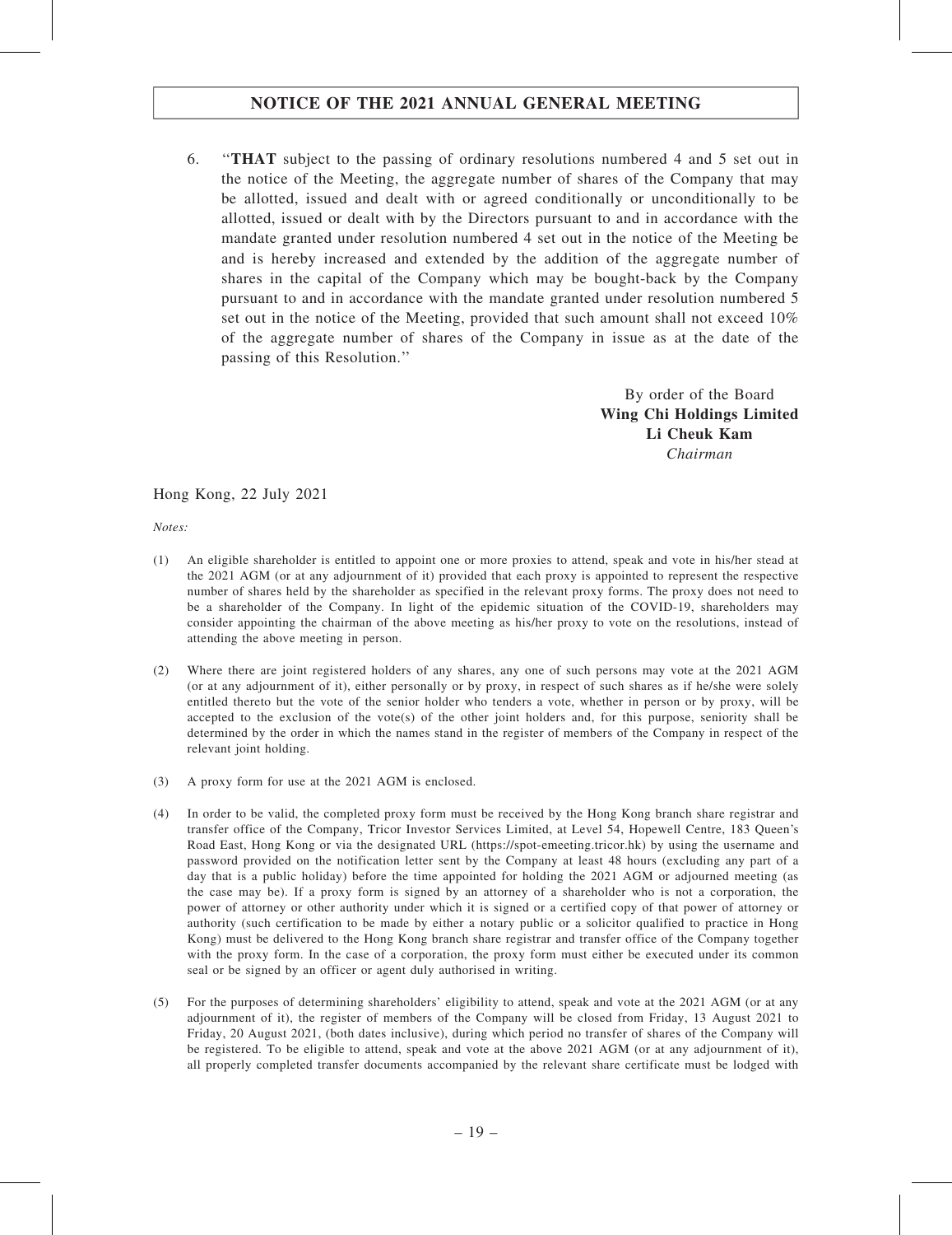6. "**THAT** subject to the passing of ordinary resolutions numbered 4 and 5 set out in the notice of the Meeting, the aggregate number of shares of the Company that may be allotted, issued and dealt with or agreed conditionally or unconditionally to be allotted, issued or dealt with by the Directors pursuant to and in accordance with the mandate granted under resolution numbered 4 set out in the notice of the Meeting be and is hereby increased and extended by the addition of the aggregate number of shares in the capital of the Company which may be bought-back by the Company pursuant to and in accordance with the mandate granted under resolution numbered 5 set out in the notice of the Meeting, provided that such amount shall not exceed 10% of the aggregate number of shares of the Company in issue as at the date of the passing of this Resolution."

By order of the Board
**Wing Chi Holdings Limited**
**Li Cheuk Kam**
*Chairman*

Hong Kong, 22 July 2021

*Notes:*

(1) An eligible shareholder is entitled to appoint one or more proxies to attend, speak and vote in his/her stead at the 2021 AGM (or at any adjournment of it) provided that each proxy is appointed to represent the respective number of shares held by the shareholder as specified in the relevant proxy forms. The proxy does not need to be a shareholder of the Company. In light of the epidemic situation of the COVID-19, shareholders may consider appointing the chairman of the above meeting as his/her proxy to vote on the resolutions, instead of attending the above meeting in person.

(2) Where there are joint registered holders of any shares, any one of such persons may vote at the 2021 AGM (or at any adjournment of it), either personally or by proxy, in respect of such shares as if he/she were solely entitled thereto but the vote of the senior holder who tenders a vote, whether in person or by proxy, will be accepted to the exclusion of the vote(s) of the other joint holders and, for this purpose, seniority shall be determined by the order in which the names stand in the register of members of the Company in respect of the relevant joint holding.

(3) A proxy form for use at the 2021 AGM is enclosed.

(4) In order to be valid, the completed proxy form must be received by the Hong Kong branch share registrar and transfer office of the Company, Tricor Investor Services Limited, at Level 54, Hopewell Centre, 183 Queen's Road East, Hong Kong or via the designated URL (https://spot-emeeting.tricor.hk) by using the username and password provided on the notification letter sent by the Company at least 48 hours (excluding any part of a day that is a public holiday) before the time appointed for holding the 2021 AGM or adjourned meeting (as the case may be). If a proxy form is signed by an attorney of a shareholder who is not a corporation, the power of attorney or other authority under which it is signed or a certified copy of that power of attorney or authority (such certification to be made by either a notary public or a solicitor qualified to practice in Hong Kong) must be delivered to the Hong Kong branch share registrar and transfer office of the Company together with the proxy form. In the case of a corporation, the proxy form must either be executed under its common seal or be signed by an officer or agent duly authorised in writing.

(5) For the purposes of determining shareholders' eligibility to attend, speak and vote at the 2021 AGM (or at any adjournment of it), the register of members of the Company will be closed from Friday, 13 August 2021 to Friday, 20 August 2021, (both dates inclusive), during which period no transfer of shares of the Company will be registered. To be eligible to attend, speak and vote at the above 2021 AGM (or at any adjournment of it), all properly completed transfer documents accompanied by the relevant share certificate must be lodged with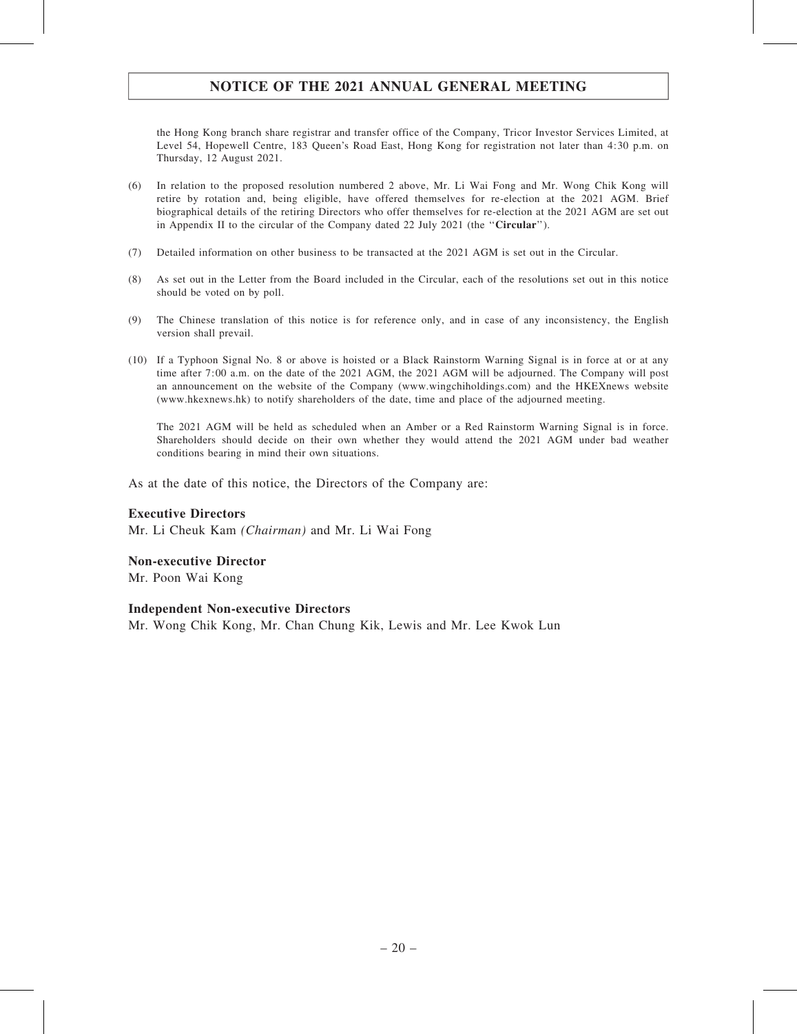the Hong Kong branch share registrar and transfer office of the Company, Tricor Investor Services Limited, at Level 54, Hopewell Centre, 183 Queen's Road East, Hong Kong for registration not later than 4:30 p.m. on Thursday, 12 August 2021.

(6) In relation to the proposed resolution numbered 2 above, Mr. Li Wai Fong and Mr. Wong Chik Kong will retire by rotation and, being eligible, have offered themselves for re-election at the 2021 AGM. Brief biographical details of the retiring Directors who offer themselves for re-election at the 2021 AGM are set out in Appendix II to the circular of the Company dated 22 July 2021 (the "**Circular**").

(7) Detailed information on other business to be transacted at the 2021 AGM is set out in the Circular.

(8) As set out in the Letter from the Board included in the Circular, each of the resolutions set out in this notice should be voted on by poll.

(9) The Chinese translation of this notice is for reference only, and in case of any inconsistency, the English version shall prevail.

(10) If a Typhoon Signal No. 8 or above is hoisted or a Black Rainstorm Warning Signal is in force at or at any time after 7:00 a.m. on the date of the 2021 AGM, the 2021 AGM will be adjourned. The Company will post an announcement on the website of the Company (www.wingchiholdings.com) and the HKEXnews website (www.hkexnews.hk) to notify shareholders of the date, time and place of the adjourned meeting.

The 2021 AGM will be held as scheduled when an Amber or a Red Rainstorm Warning Signal is in force. Shareholders should decide on their own whether they would attend the 2021 AGM under bad weather conditions bearing in mind their own situations.

As at the date of this notice, the Directors of the Company are:

**Executive Directors**
Mr. Li Cheuk Kam *(Chairman)* and Mr. Li Wai Fong

**Non-executive Director**
Mr. Poon Wai Kong

**Independent Non-executive Directors**
Mr. Wong Chik Kong, Mr. Chan Chung Kik, Lewis and Mr. Lee Kwok Lun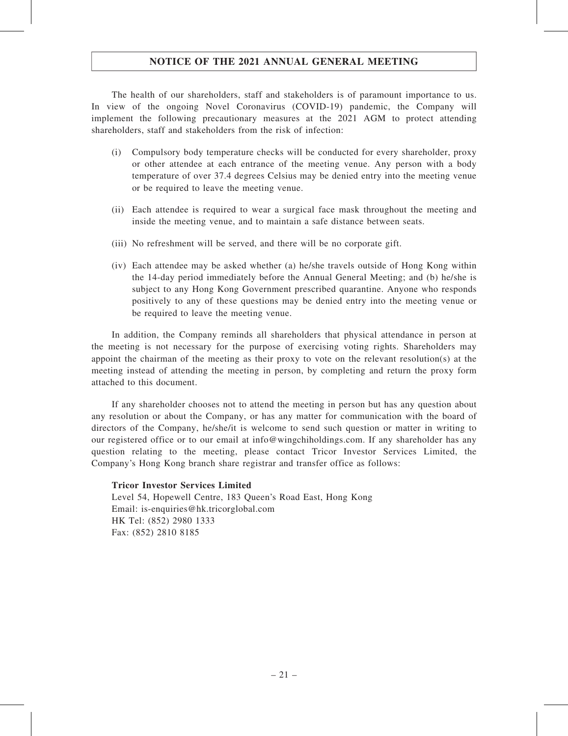## NOTICE OF THE 2021 ANNUAL GENERAL MEETING

The health of our shareholders, staff and stakeholders is of paramount importance to us. In view of the ongoing Novel Coronavirus (COVID-19) pandemic, the Company will implement the following precautionary measures at the 2021 AGM to protect attending shareholders, staff and stakeholders from the risk of infection:

(i) Compulsory body temperature checks will be conducted for every shareholder, proxy or other attendee at each entrance of the meeting venue. Any person with a body temperature of over 37.4 degrees Celsius may be denied entry into the meeting venue or be required to leave the meeting venue.

(ii) Each attendee is required to wear a surgical face mask throughout the meeting and inside the meeting venue, and to maintain a safe distance between seats.

(iii) No refreshment will be served, and there will be no corporate gift.

(iv) Each attendee may be asked whether (a) he/she travels outside of Hong Kong within the 14-day period immediately before the Annual General Meeting; and (b) he/she is subject to any Hong Kong Government prescribed quarantine. Anyone who responds positively to any of these questions may be denied entry into the meeting venue or be required to leave the meeting venue.

In addition, the Company reminds all shareholders that physical attendance in person at the meeting is not necessary for the purpose of exercising voting rights. Shareholders may appoint the chairman of the meeting as their proxy to vote on the relevant resolution(s) at the meeting instead of attending the meeting in person, by completing and return the proxy form attached to this document.

If any shareholder chooses not to attend the meeting in person but has any question about any resolution or about the Company, or has any matter for communication with the board of directors of the Company, he/she/it is welcome to send such question or matter in writing to our registered office or to our email at info@wingchiholdings.com. If any shareholder has any question relating to the meeting, please contact Tricor Investor Services Limited, the Company's Hong Kong branch share registrar and transfer office as follows:

**Tricor Investor Services Limited**
Level 54, Hopewell Centre, 183 Queen's Road East, Hong Kong
Email: is-enquiries@hk.tricorglobal.com
HK Tel: (852) 2980 1333
Fax: (852) 2810 8185